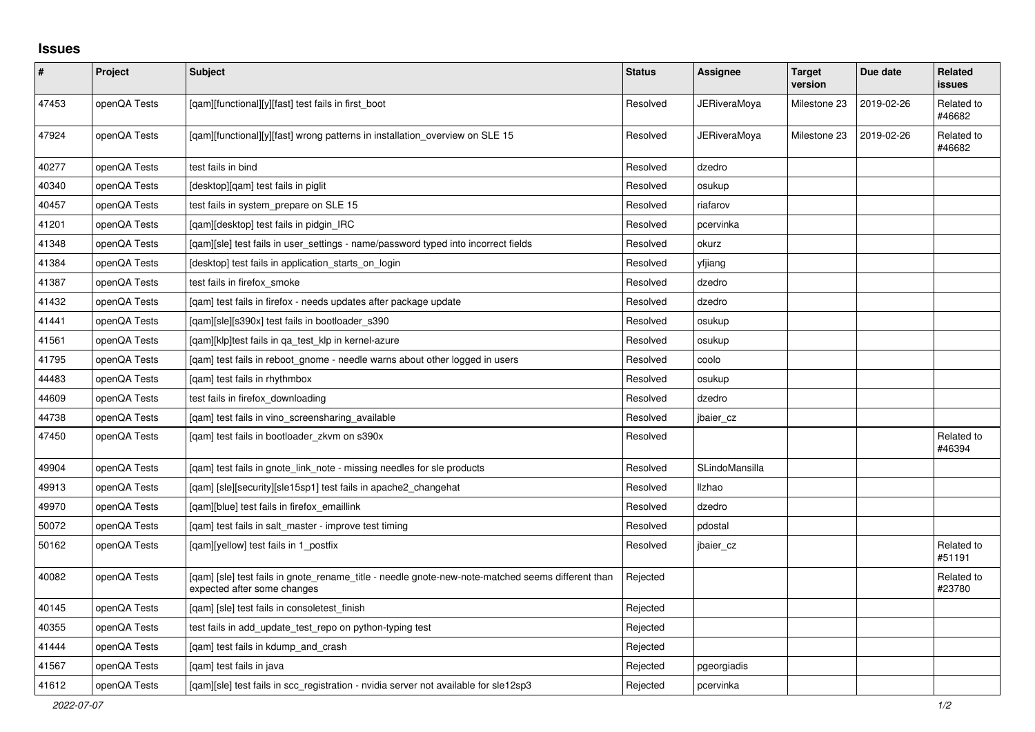## Issues

| # | Project | Subject | Status | Assignee | Target version | Due date | Related issues |
|---|---|---|---|---|---|---|---|
| 47453 | openQA Tests | [qam][functional][y][fast] test fails in first_boot | Resolved | JERiveraMoya | Milestone 23 | 2019-02-26 | Related to #46682 |
| 47924 | openQA Tests | [qam][functional][y][fast] wrong patterns in installation_overview on SLE 15 | Resolved | JERiveraMoya | Milestone 23 | 2019-02-26 | Related to #46682 |
| 40277 | openQA Tests | test fails in bind | Resolved | dzedro | | | |
| 40340 | openQA Tests | [desktop][qam] test fails in piglit | Resolved | osukup | | | |
| 40457 | openQA Tests | test fails in system_prepare on SLE 15 | Resolved | riafarov | | | |
| 41201 | openQA Tests | [qam][desktop] test fails in pidgin_IRC | Resolved | pcervinka | | | |
| 41348 | openQA Tests | [qam][sle] test fails in user_settings - name/password typed into incorrect fields | Resolved | okurz | | | |
| 41384 | openQA Tests | [desktop] test fails in application_starts_on_login | Resolved | yfjiang | | | |
| 41387 | openQA Tests | test fails in firefox_smoke | Resolved | dzedro | | | |
| 41432 | openQA Tests | [qam] test fails in firefox - needs updates after package update | Resolved | dzedro | | | |
| 41441 | openQA Tests | [qam][sle][s390x] test fails in bootloader_s390 | Resolved | osukup | | | |
| 41561 | openQA Tests | [qam][klp]test fails in qa_test_klp in kernel-azure | Resolved | osukup | | | |
| 41795 | openQA Tests | [qam] test fails in reboot_gnome - needle warns about other logged in users | Resolved | coolo | | | |
| 44483 | openQA Tests | [qam] test fails in rhythmbox | Resolved | osukup | | | |
| 44609 | openQA Tests | test fails in firefox_downloading | Resolved | dzedro | | | |
| 44738 | openQA Tests | [qam] test fails in vino_screensharing_available | Resolved | jbaier_cz | | | |
| 47450 | openQA Tests | [qam] test fails in bootloader_zkvm on s390x | Resolved | | | | Related to #46394 |
| 49904 | openQA Tests | [qam] test fails in gnote_link_note - missing needles for sle products | Resolved | SLindoMansilla | | | |
| 49913 | openQA Tests | [qam] [sle][security][sle15sp1] test fails in apache2_changehat | Resolved | llzhao | | | |
| 49970 | openQA Tests | [qam][blue] test fails in firefox_emaillink | Resolved | dzedro | | | |
| 50072 | openQA Tests | [qam] test fails in salt_master - improve test timing | Resolved | pdostal | | | |
| 50162 | openQA Tests | [qam][yellow] test fails in 1_postfix | Resolved | jbaier_cz | | | Related to #51191 |
| 40082 | openQA Tests | [qam] [sle] test fails in gnote_rename_title - needle gnote-new-note-matched seems different than expected after some changes | Rejected | | | | Related to #23780 |
| 40145 | openQA Tests | [qam] [sle] test fails in consoletest_finish | Rejected | | | | |
| 40355 | openQA Tests | test fails in add_update_test_repo on python-typing test | Rejected | | | | |
| 41444 | openQA Tests | [qam] test fails in kdump_and_crash | Rejected | | | | |
| 41567 | openQA Tests | [qam] test fails in java | Rejected | pgeorgiadis | | | |
| 41612 | openQA Tests | [qam][sle] test fails in scc_registration - nvidia server not available for sle12sp3 | Rejected | pcervinka | | | |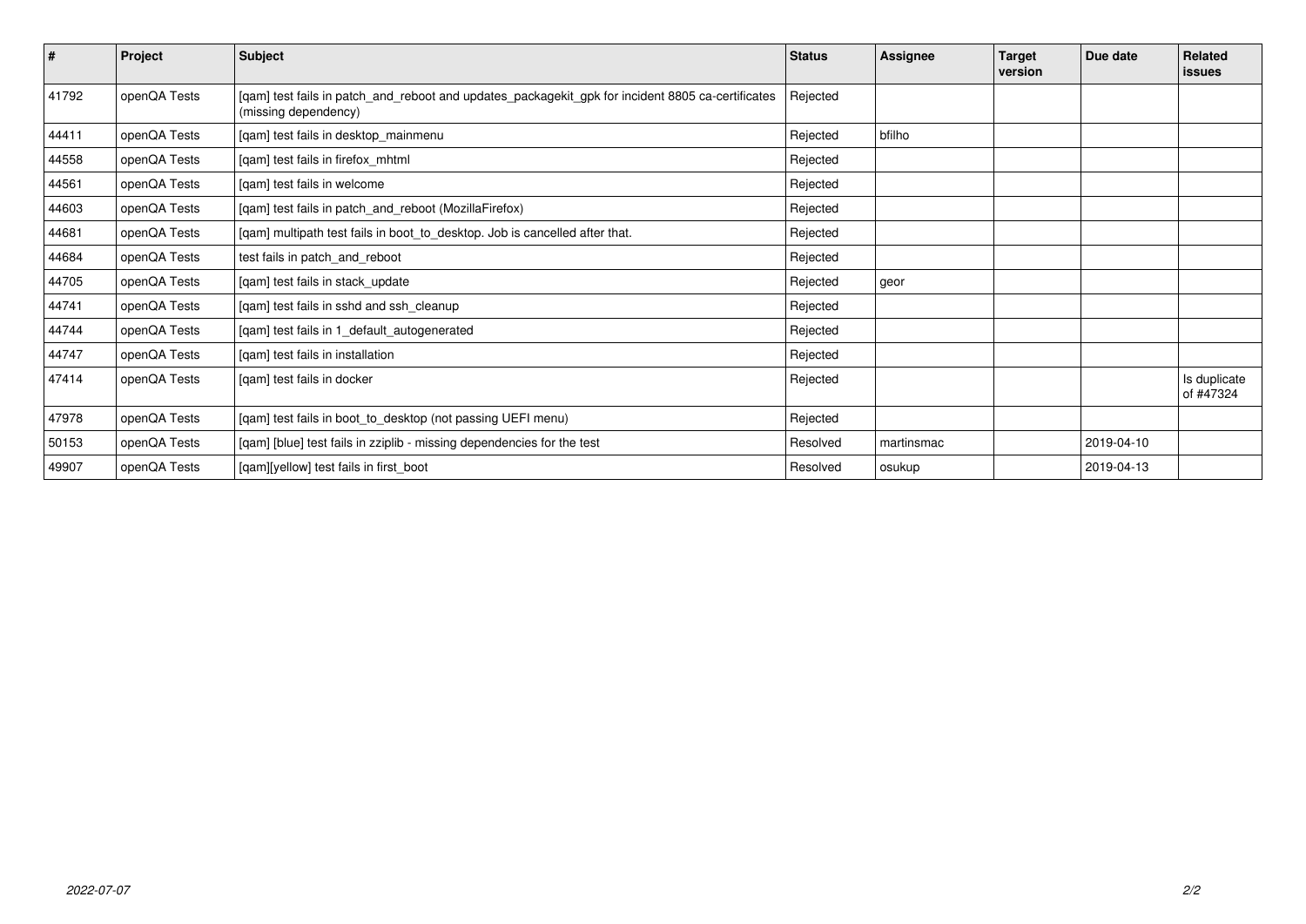| # | Project | Subject | Status | Assignee | Target version | Due date | Related issues |
|---|---|---|---|---|---|---|---|
| 41792 | openQA Tests | [qam] test fails in patch_and_reboot and updates_packagekit_gpk for incident 8805 ca-certificates (missing dependency) | Rejected | | | | |
| 44411 | openQA Tests | [qam] test fails in desktop_mainmenu | Rejected | bfilho | | | |
| 44558 | openQA Tests | [qam] test fails in firefox_mhtml | Rejected | | | | |
| 44561 | openQA Tests | [qam] test fails in welcome | Rejected | | | | |
| 44603 | openQA Tests | [qam] test fails in patch_and_reboot (MozillaFirefox) | Rejected | | | | |
| 44681 | openQA Tests | [qam] multipath test fails in boot_to_desktop. Job is cancelled after that. | Rejected | | | | |
| 44684 | openQA Tests | test fails in patch_and_reboot | Rejected | | | | |
| 44705 | openQA Tests | [qam] test fails in stack_update | Rejected | geor | | | |
| 44741 | openQA Tests | [qam] test fails in sshd and ssh_cleanup | Rejected | | | | |
| 44744 | openQA Tests | [qam] test fails in 1_default_autogenerated | Rejected | | | | |
| 44747 | openQA Tests | [qam] test fails in installation | Rejected | | | | |
| 47414 | openQA Tests | [qam] test fails in docker | Rejected | | | | Is duplicate of #47324 |
| 47978 | openQA Tests | [qam] test fails in boot_to_desktop (not passing UEFI menu) | Rejected | | | | |
| 50153 | openQA Tests | [qam] [blue] test fails in zziplib - missing dependencies for the test | Resolved | martinsmac | | 2019-04-10 | |
| 49907 | openQA Tests | [qam][yellow] test fails in first_boot | Resolved | osukup | | 2019-04-13 | |